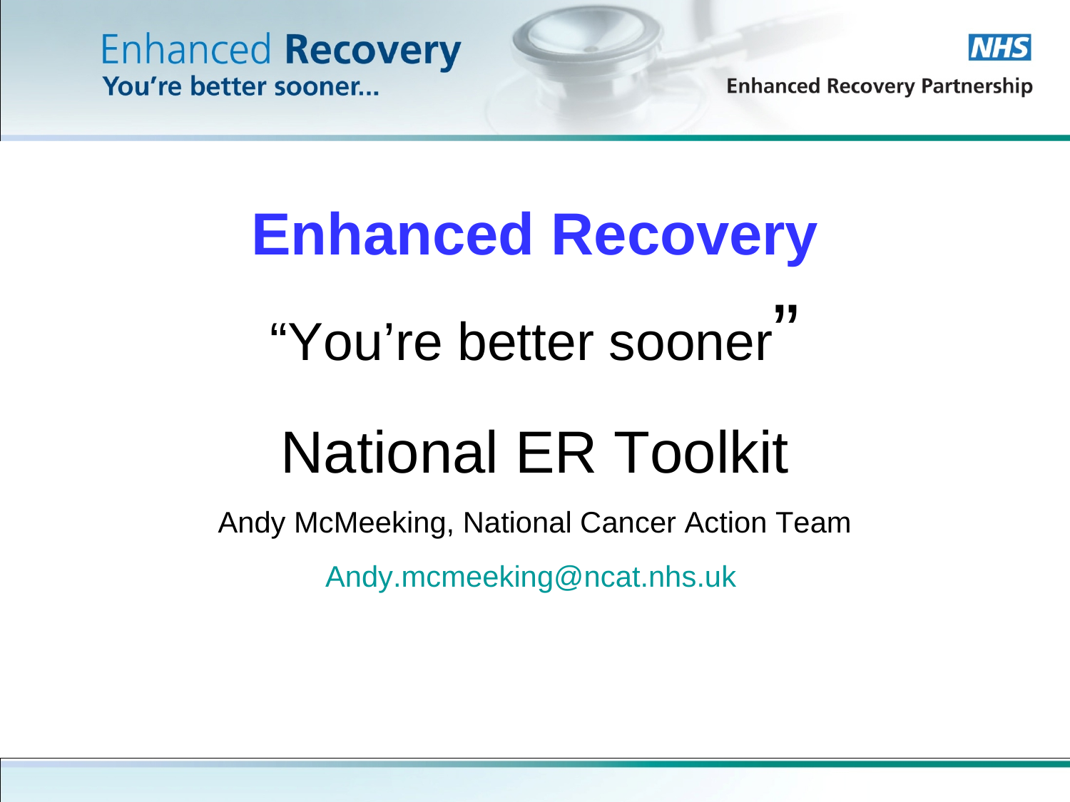# Enhanced Recovery

"You're better sooner"

## National ER Toolkit

Andy McMeeking, National Cancer Action Team

Andy.mcmeeking@ncat.nhs.uk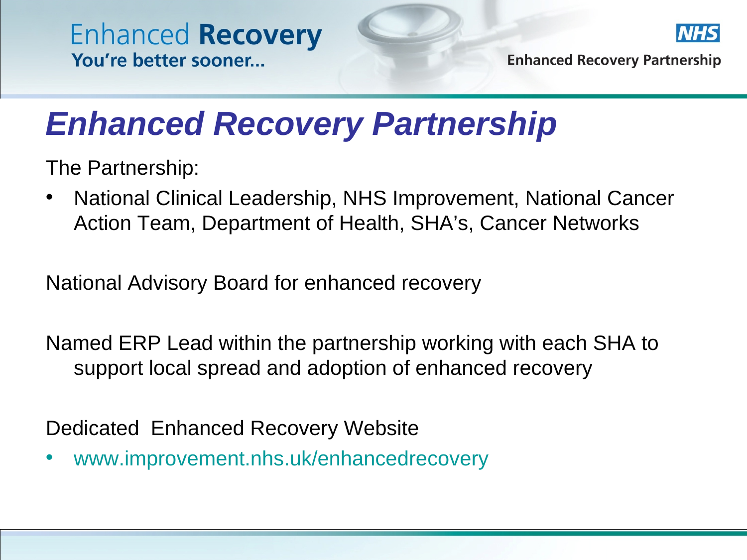# Enhanced Recovery Partnership

The Partnership:

- National Clinical Leadership, NHS Improvement, National Cancer Action Team, Department of Health, SHA's, Cancer Networks

National Advisory Board for enhanced recovery

Named ERP Lead within the partnership working with each SHA to support local spread and adoption of enhanced recovery

Dedicated Enhanced Recovery Website

- www.improvement.nhs.uk/enhancedrecovery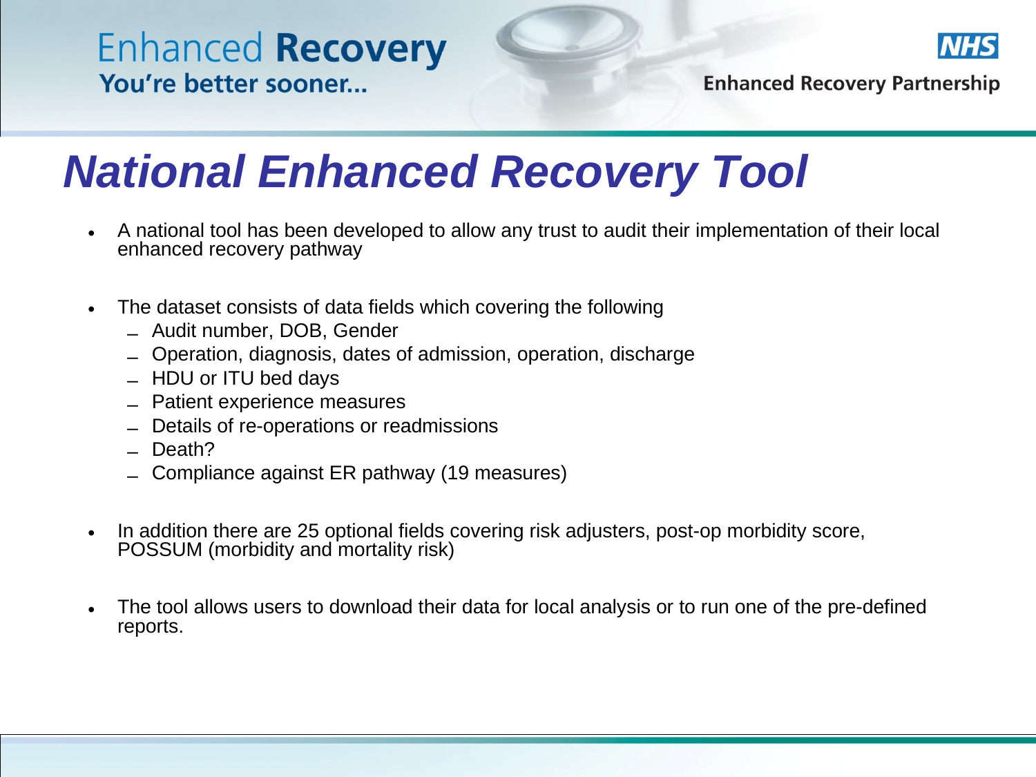# National Enhanced Recovery Tool

- A national tool has been developed to allow any trust to audit their implementation of their local enhanced recovery pathway

- The dataset consists of data fields which covering the following
  - Audit number, DOB, Gender
  - Operation, diagnosis, dates of admission, operation, discharge
  - HDU or ITU bed days
  - Patient experience measures
  - Details of re-operations or readmissions
  - Death?
  - Compliance against ER pathway (19 measures)

- In addition there are 25 optional fields covering risk adjusters, post-op morbidity score, POSSUM (morbidity and mortality risk)

- The tool allows users to download their data for local analysis or to run one of the pre-defined reports.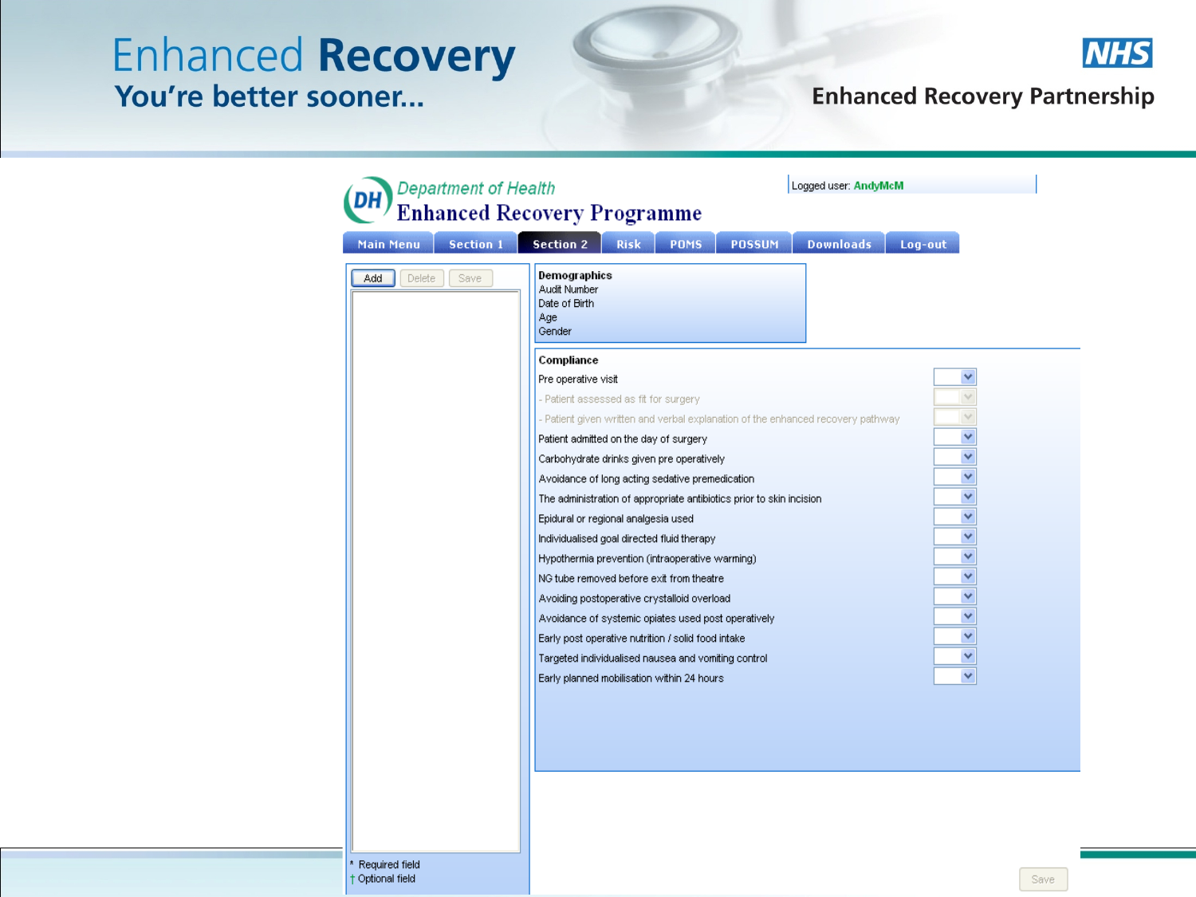# Enhanced **Recovery**

**You're better sooner...**

NHS

**Enhanced Recovery Partnership**

*Department of Health*

**Enhanced Recovery Programme**

Logged user: AndyMcM

Main Menu | Section 1 | Section 2 | Risk | POMS | POSSUM | Downloads | Log-out

Add | Delete | Save

**Demographics**

- Audit Number
- Date of Birth
- Age
- Gender

**Compliance**

- Pre operative visit
- - Patient assessed as fit for surgery
- - Patient given written and verbal explanation of the enhanced recovery pathway
- Patient admitted on the day of surgery
- Carbohydrate drinks given pre operatively
- Avoidance of long acting sedative premedication
- The administration of appropriate antibiotics prior to skin incision
- Epidural or regional analgesia used
- Individualised goal directed fluid therapy
- Hypothermia prevention (intraoperative warming)
- NG tube removed before exit from theatre
- Avoiding postoperative crystalloid overload
- Avoidance of systemic opiates used post operatively
- Early post operative nutrition / solid food intake
- Targeted individualised nausea and vomiting control
- Early planned mobilisation within 24 hours

\* Required field

† Optional field

Save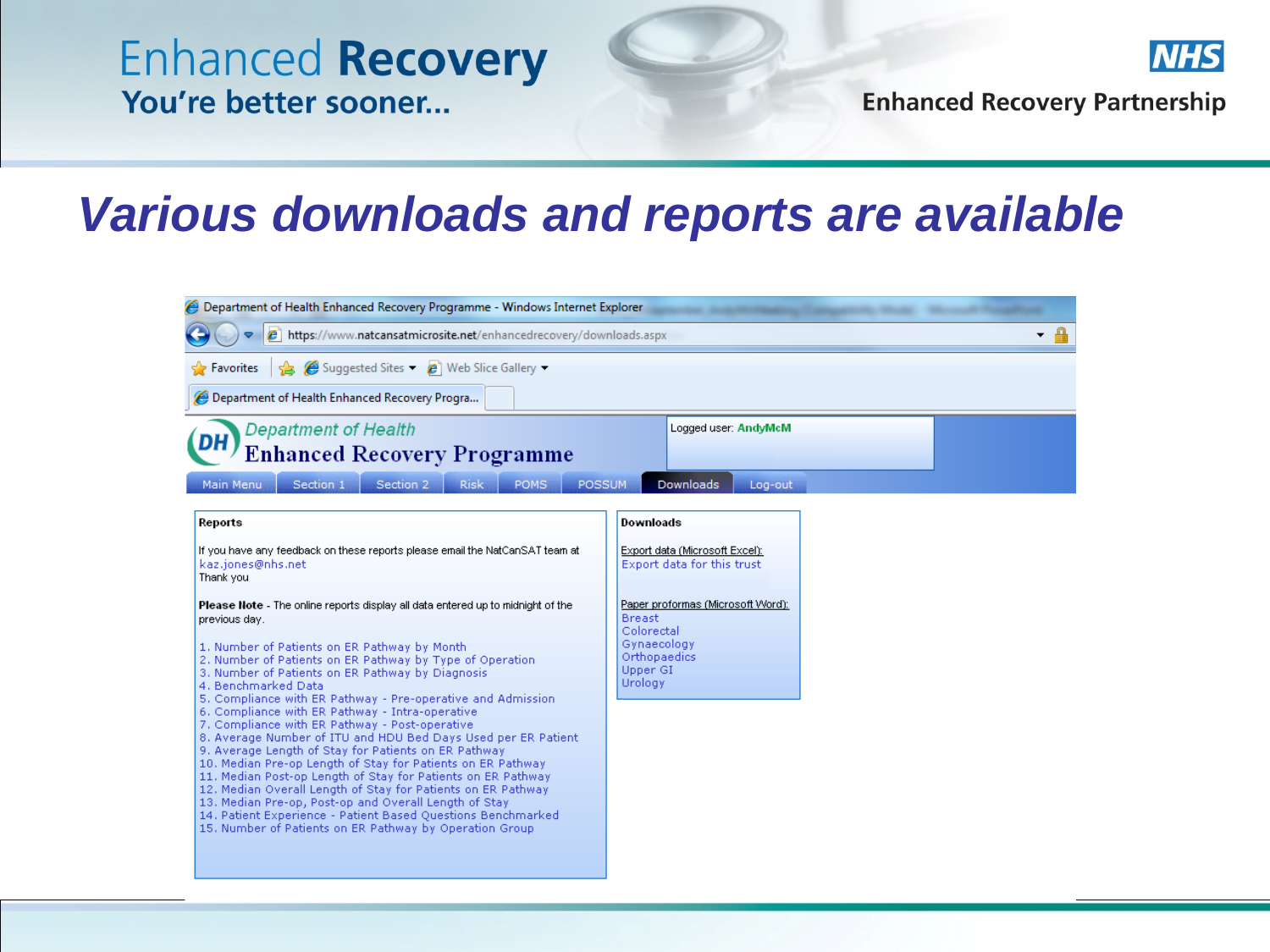# Various downloads and reports are available

Department of Health Enhanced Recovery Programme - Windows Internet Explorer

https://www.natcansatmicrosite.net/enhancedrecovery/downloads.aspx

Department of Health
Enhanced Recovery Programme

Logged user: AndyMcM

Main Menu | Section 1 | Section 2 | Risk | POMS | POSSUM | Downloads | Log-out

**Reports**

If you have any feedback on these reports please email the NatCanSAT team at kaz.jones@nhs.net
Thank you

**Please Note** - The online reports display all data entered up to midnight of the previous day.

1. Number of Patients on ER Pathway by Month
2. Number of Patients on ER Pathway by Type of Operation
3. Number of Patients on ER Pathway by Diagnosis
4. Benchmarked Data
5. Compliance with ER Pathway - Pre-operative and Admission
6. Compliance with ER Pathway - Intra-operative
7. Compliance with ER Pathway - Post-operative
8. Average Number of ITU and HDU Bed Days Used per ER Patient
9. Average Length of Stay for Patients on ER Pathway
10. Median Pre-op Length of Stay for Patients on ER Pathway
11. Median Post-op Length of Stay for Patients on ER Pathway
12. Median Overall Length of Stay for Patients on ER Pathway
13. Median Pre-op, Post-op and Overall Length of Stay
14. Patient Experience - Patient Based Questions Benchmarked
15. Number of Patients on ER Pathway by Operation Group

**Downloads**

Export data (Microsoft Excel):
Export data for this trust

Paper proformas (Microsoft Word):
Breast
Colorectal
Gynaecology
Orthopaedics
Upper GI
Urology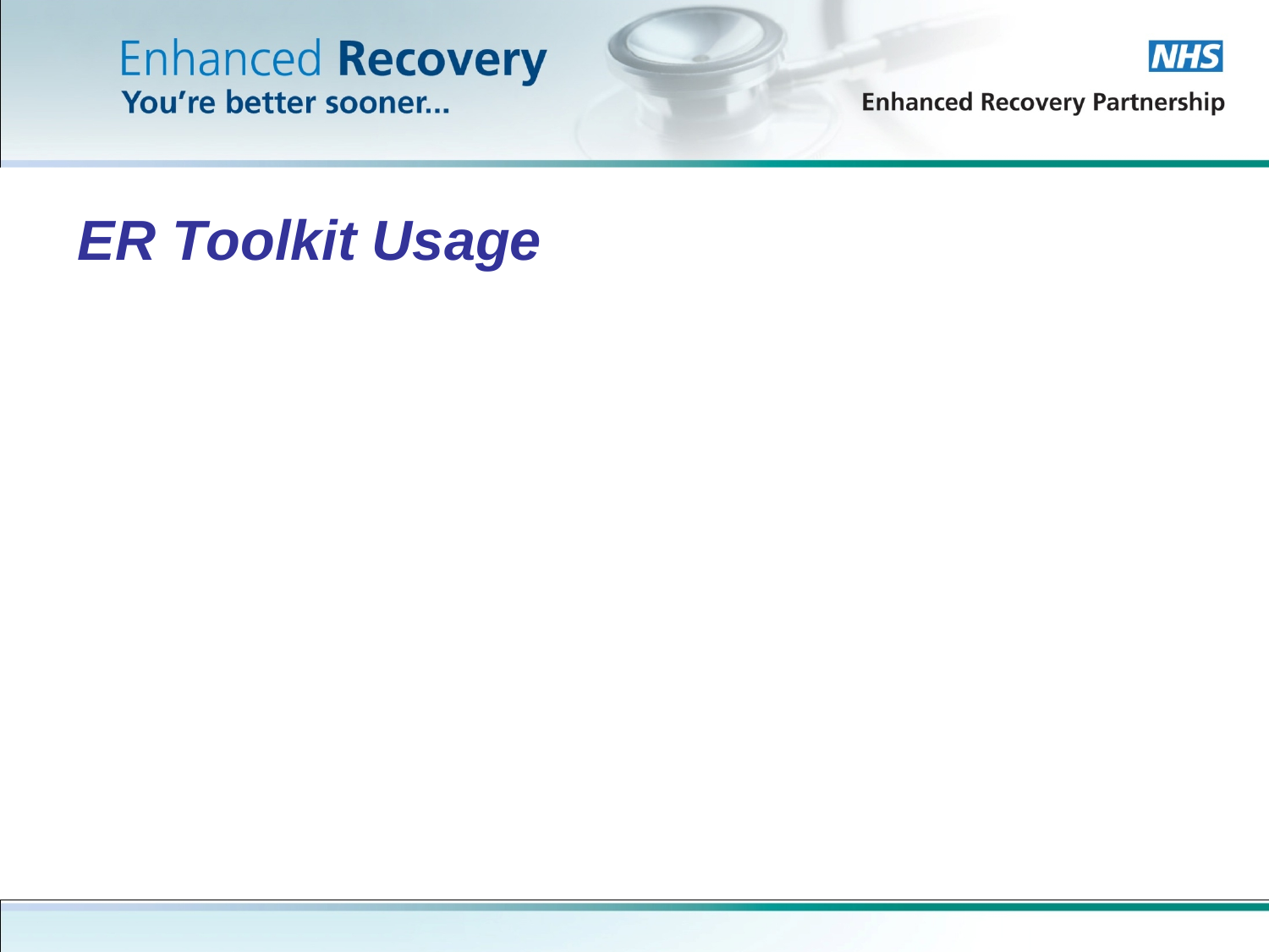# ER Toolkit Usage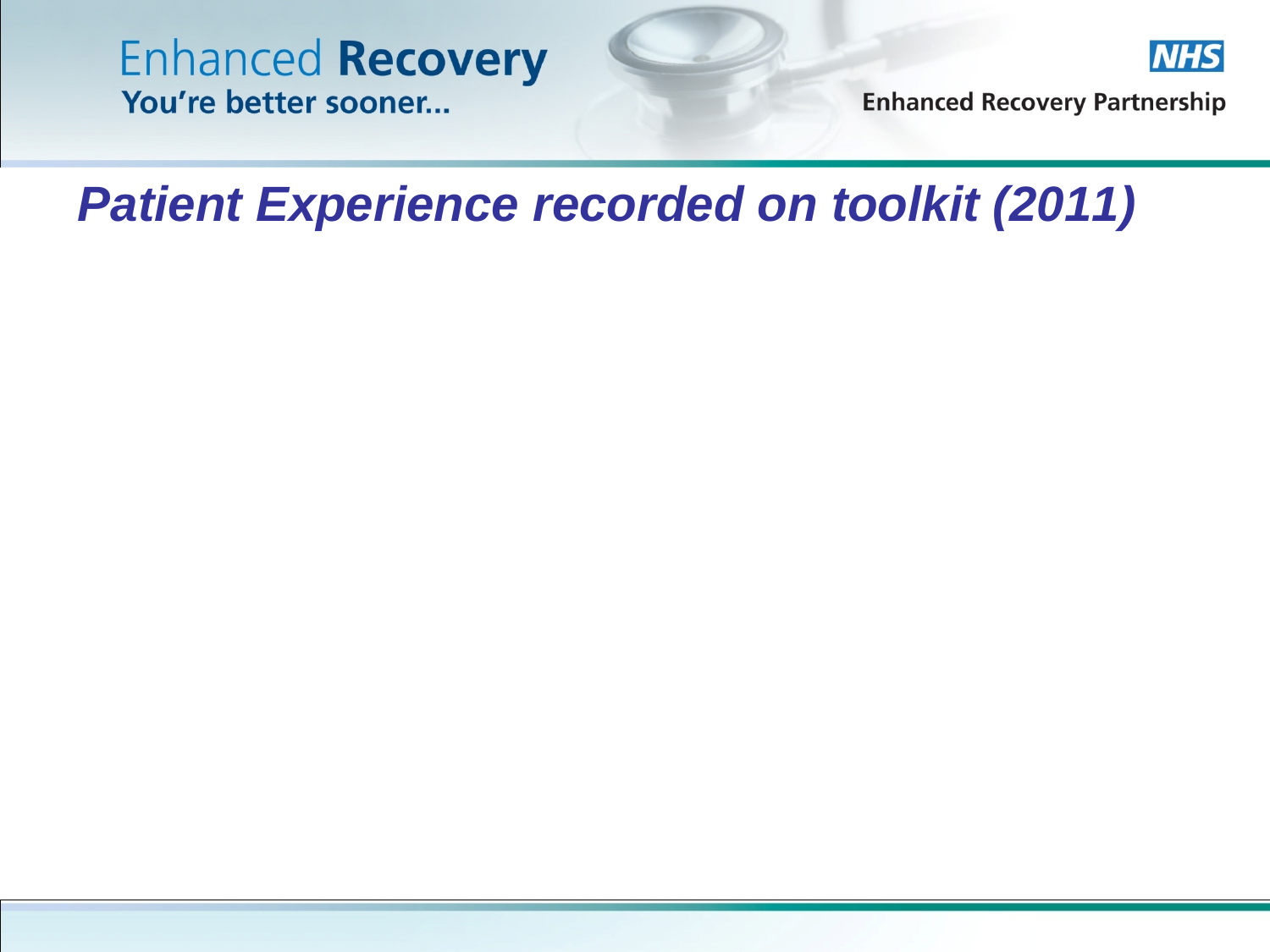# *Patient Experience recorded on toolkit (2011)*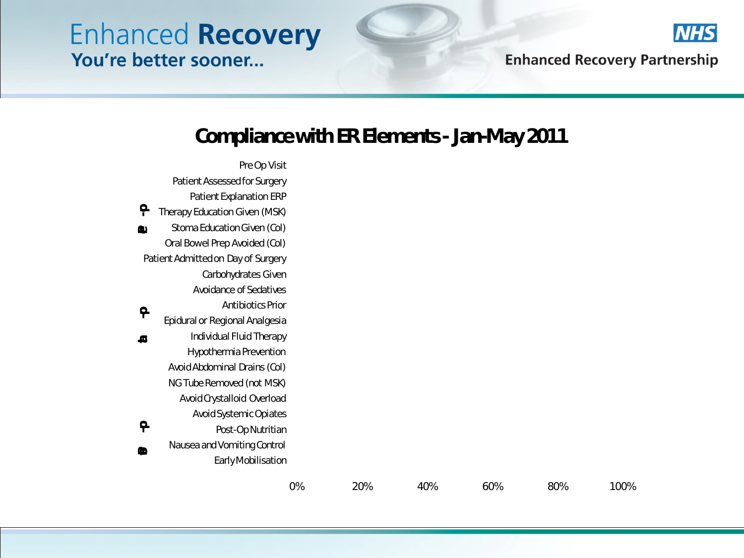# Compliance with ER Elements - Jan-May 2011

Pre Op Visit
Patient Assessed for Surgery
Patient Explanation ERP
Therapy Education Given (MSK)
Stoma Education Given (Col)
Oral Bowel Prep Avoided (Col)
Patient Admitted on Day of Surgery
Carbohydrates Given
Avoidance of Sedatives
Antibiotics Prior
Epidural or Regional Analgesia
Individual Fluid Therapy
Hypothermia Prevention
Avoid Abdominal Drains (Col)
NG Tube Removed (not MSK)
Avoid Crystalloid Overload
Avoid Systemic Opiates
Post-Op Nutritian
Nausea and Vomiting Control
Early Mobilisation

0% 20% 40% 60% 80% 100%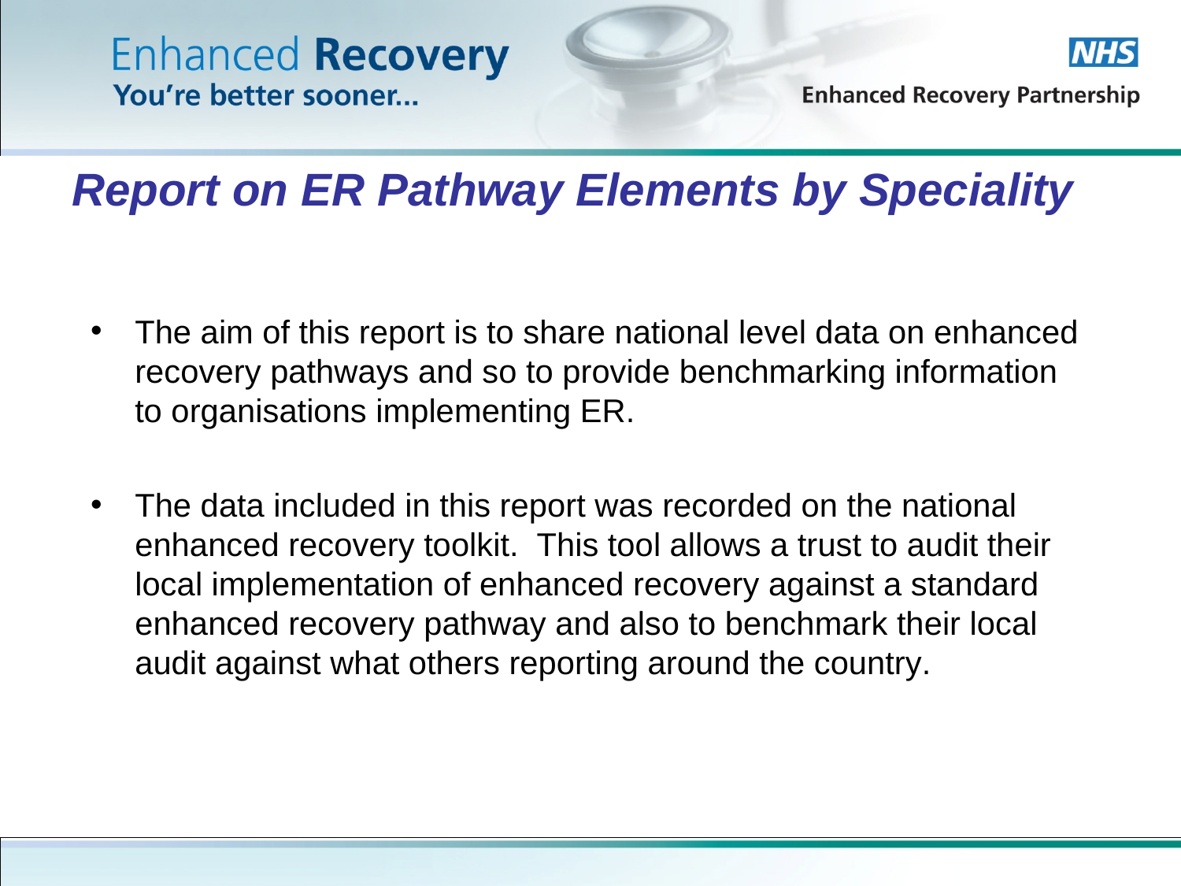# *Report on ER Pathway Elements by Speciality*

- The aim of this report is to share national level data on enhanced recovery pathways and so to provide benchmarking information to organisations implementing ER.

- The data included in this report was recorded on the national enhanced recovery toolkit. This tool allows a trust to audit their local implementation of enhanced recovery against a standard enhanced recovery pathway and also to benchmark their local audit against what others reporting around the country.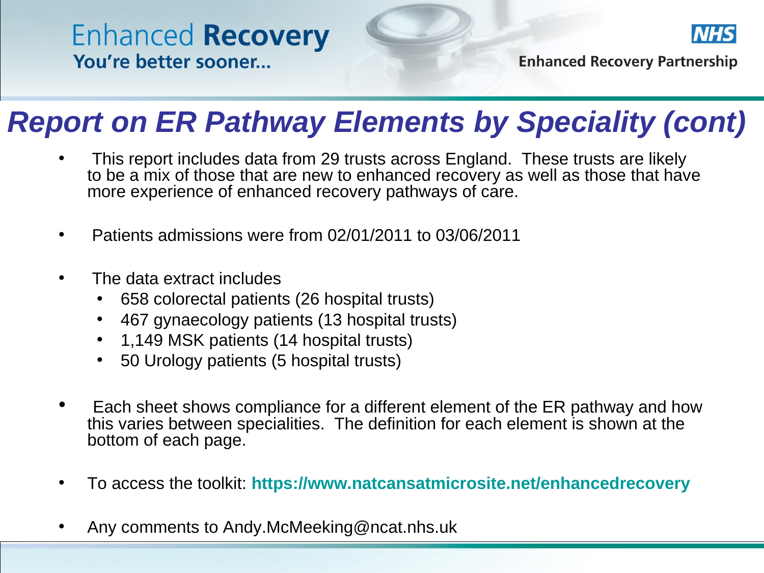# Report on ER Pathway Elements by Speciality (cont)

- This report includes data from 29 trusts across England. These trusts are likely to be a mix of those that are new to enhanced recovery as well as those that have more experience of enhanced recovery pathways of care.
- Patients admissions were from 02/01/2011 to 03/06/2011
- The data extract includes
  - 658 colorectal patients (26 hospital trusts)
  - 467 gynaecology patients (13 hospital trusts)
  - 1,149 MSK patients (14 hospital trusts)
  - 50 Urology patients (5 hospital trusts)
- Each sheet shows compliance for a different element of the ER pathway and how this varies between specialities. The definition for each element is shown at the bottom of each page.
- To access the toolkit: **https://www.natcansatmicrosite.net/enhancedrecovery**
- Any comments to Andy.McMeeking@ncat.nhs.uk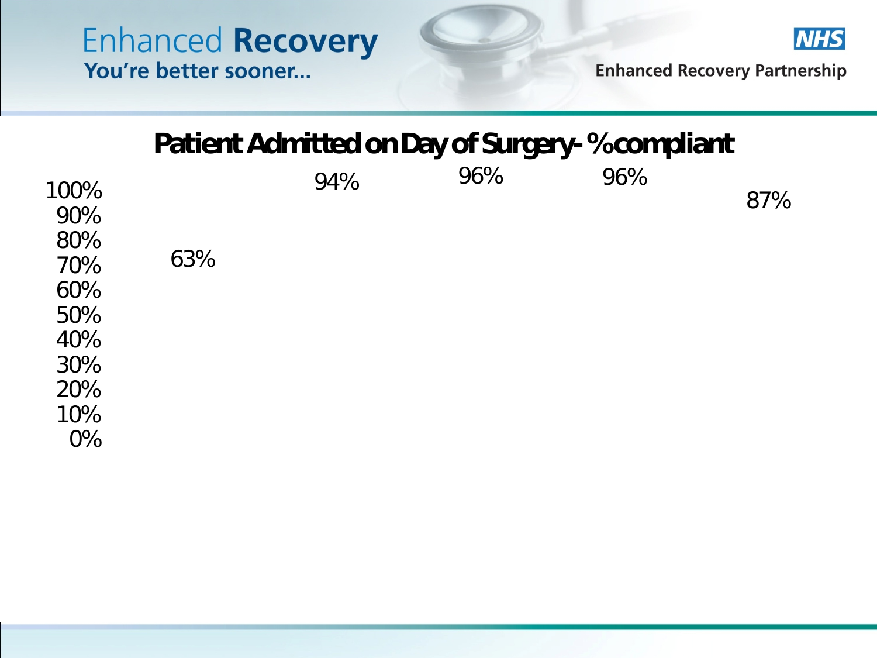# Patient Admitted on Day of Surgery- % compliant

| | | | | |
|---|---|---|---|---|
| 63% | 94% | 96% | 96% | 87% |

100%
90%
80%
70%
60%
50%
40%
30%
20%
10%
0%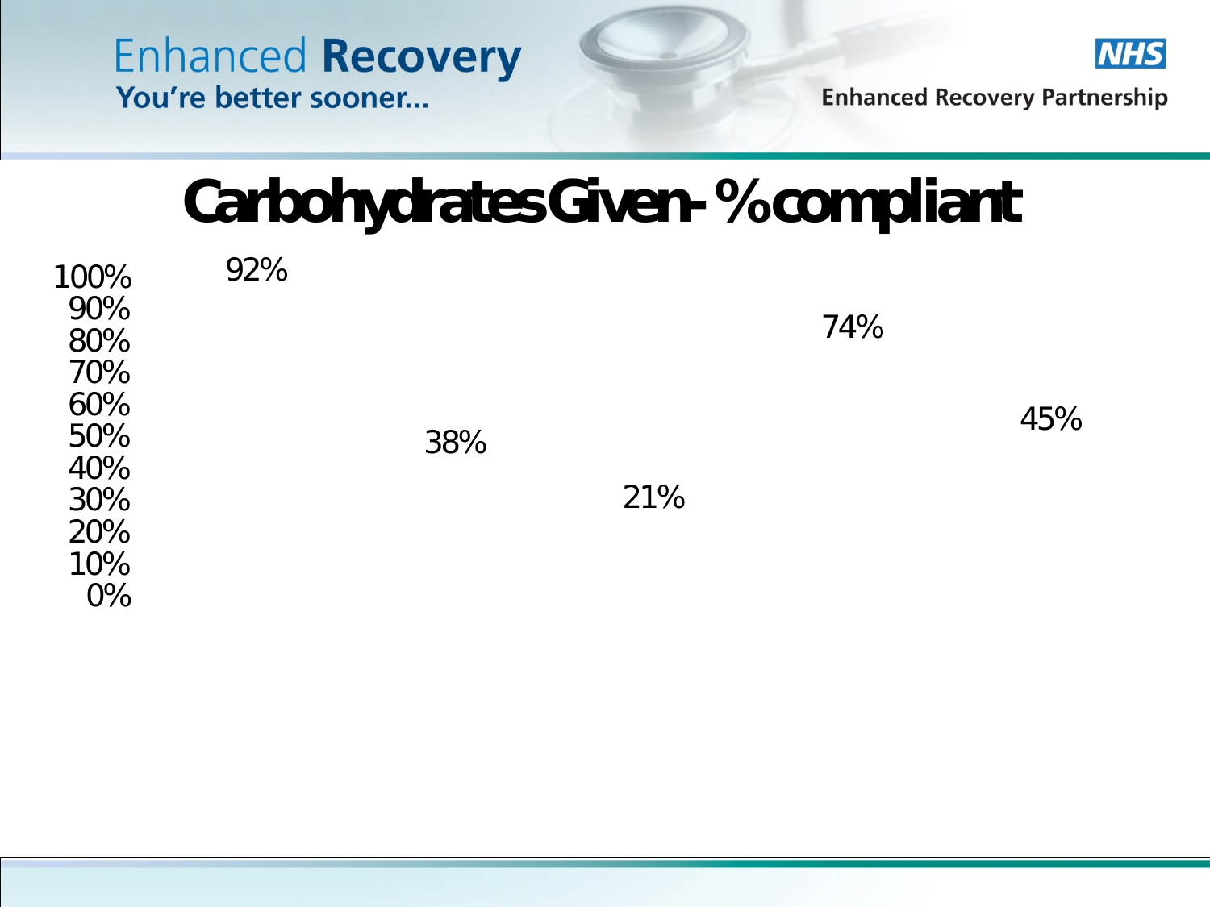# Carbohydrates Given- % compliant

| Axis |
|---|
| 100% |
| 90% |
| 80% |
| 70% |
| 60% |
| 50% |
| 40% |
| 30% |
| 20% |
| 10% |
| 0% |

92%

38%

21%

74%

45%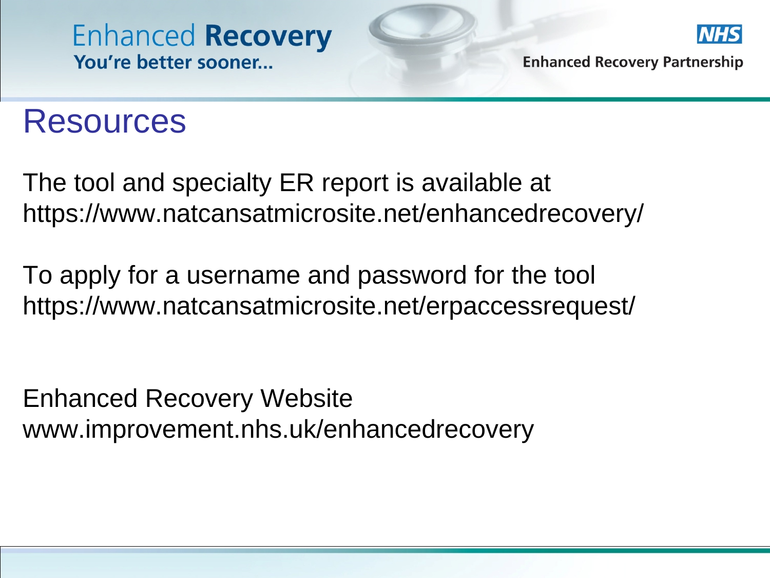# Resources

The tool and specialty ER report is available at
https://www.natcansatmicrosite.net/enhancedrecovery/

To apply for a username and password for the tool
https://www.natcansatmicrosite.net/erpaccessrequest/

Enhanced Recovery Website
www.improvement.nhs.uk/enhancedrecovery